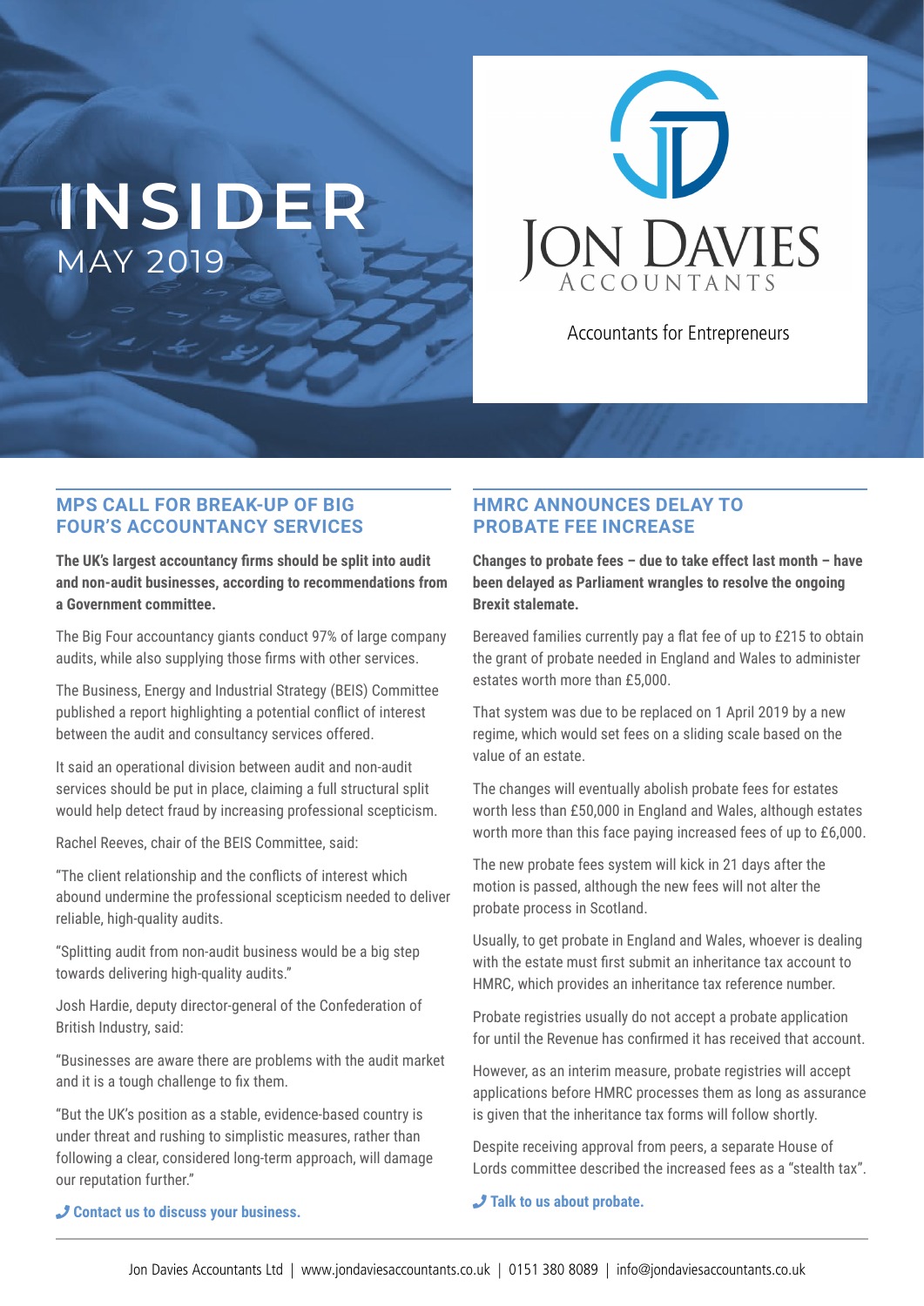# INSIDER

MAY 2019

JON DAVIES ACCOUNTANTS

Accountants for Entrepreneurs

## MPS CALL FOR BREAK-UP OF BIG FOUR'S ACCOUNTANCY SERVICES

**The UK's largest accountancy firms should be split into audit and non-audit businesses, according to recommendations from a Government committee.**

The Big Four accountancy giants conduct 97% of large company audits, while also supplying those firms with other services.

The Business, Energy and Industrial Strategy (BEIS) Committee published a report highlighting a potential conflict of interest between the audit and consultancy services offered.

It said an operational division between audit and non-audit services should be put in place, claiming a full structural split would help detect fraud by increasing professional scepticism.

Rachel Reeves, chair of the BEIS Committee, said:

"The client relationship and the conflicts of interest which abound undermine the professional scepticism needed to deliver reliable, high-quality audits.

"Splitting audit from non-audit business would be a big step towards delivering high-quality audits."

Josh Hardie, deputy director-general of the Confederation of British Industry, said:

"Businesses are aware there are problems with the audit market and it is a tough challenge to fix them.

"But the UK's position as a stable, evidence-based country is under threat and rushing to simplistic measures, rather than following a clear, considered long-term approach, will damage our reputation further."

**Contact us to discuss your business.**

## HMRC ANNOUNCES DELAY TO PROBATE FEE INCREASE

**Changes to probate fees – due to take effect last month – have been delayed as Parliament wrangles to resolve the ongoing Brexit stalemate.**

Bereaved families currently pay a flat fee of up to £215 to obtain the grant of probate needed in England and Wales to administer estates worth more than £5,000.

That system was due to be replaced on 1 April 2019 by a new regime, which would set fees on a sliding scale based on the value of an estate.

The changes will eventually abolish probate fees for estates worth less than £50,000 in England and Wales, although estates worth more than this face paying increased fees of up to £6,000.

The new probate fees system will kick in 21 days after the motion is passed, although the new fees will not alter the probate process in Scotland.

Usually, to get probate in England and Wales, whoever is dealing with the estate must first submit an inheritance tax account to HMRC, which provides an inheritance tax reference number.

Probate registries usually do not accept a probate application for until the Revenue has confirmed it has received that account.

However, as an interim measure, probate registries will accept applications before HMRC processes them as long as assurance is given that the inheritance tax forms will follow shortly.

Despite receiving approval from peers, a separate House of Lords committee described the increased fees as a "stealth tax".

**Talk to us about probate.**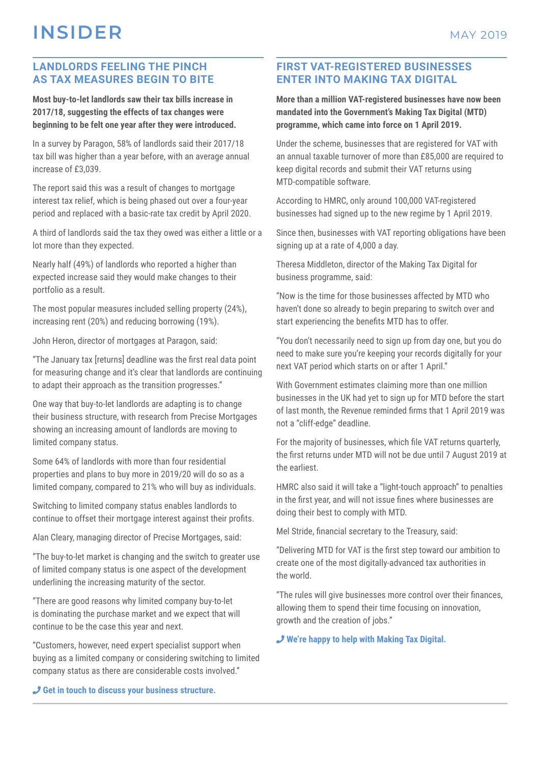## LANDLORDS FEELING THE PINCH AS TAX MEASURES BEGIN TO BITE

**Most buy-to-let landlords saw their tax bills increase in 2017/18, suggesting the effects of tax changes were beginning to be felt one year after they were introduced.**

In a survey by Paragon, 58% of landlords said their 2017/18 tax bill was higher than a year before, with an average annual increase of £3,039.

The report said this was a result of changes to mortgage interest tax relief, which is being phased out over a four-year period and replaced with a basic-rate tax credit by April 2020.

A third of landlords said the tax they owed was either a little or a lot more than they expected.

Nearly half (49%) of landlords who reported a higher than expected increase said they would make changes to their portfolio as a result.

The most popular measures included selling property (24%), increasing rent (20%) and reducing borrowing (19%).

John Heron, director of mortgages at Paragon, said:

"The January tax [returns] deadline was the first real data point for measuring change and it's clear that landlords are continuing to adapt their approach as the transition progresses."

One way that buy-to-let landlords are adapting is to change their business structure, with research from Precise Mortgages showing an increasing amount of landlords are moving to limited company status.

Some 64% of landlords with more than four residential properties and plans to buy more in 2019/20 will do so as a limited company, compared to 21% who will buy as individuals.

Switching to limited company status enables landlords to continue to offset their mortgage interest against their profits.

Alan Cleary, managing director of Precise Mortgages, said:

"The buy-to-let market is changing and the switch to greater use of limited company status is one aspect of the development underlining the increasing maturity of the sector.

"There are good reasons why limited company buy-to-let is dominating the purchase market and we expect that will continue to be the case this year and next.

"Customers, however, need expert specialist support when buying as a limited company or considering switching to limited company status as there are considerable costs involved."

**Get in touch to discuss your business structure.**

## FIRST VAT-REGISTERED BUSINESSES ENTER INTO MAKING TAX DIGITAL

**More than a million VAT-registered businesses have now been mandated into the Government's Making Tax Digital (MTD) programme, which came into force on 1 April 2019.**

Under the scheme, businesses that are registered for VAT with an annual taxable turnover of more than £85,000 are required to keep digital records and submit their VAT returns using MTD-compatible software.

According to HMRC, only around 100,000 VAT-registered businesses had signed up to the new regime by 1 April 2019.

Since then, businesses with VAT reporting obligations have been signing up at a rate of 4,000 a day.

Theresa Middleton, director of the Making Tax Digital for business programme, said:

"Now is the time for those businesses affected by MTD who haven't done so already to begin preparing to switch over and start experiencing the benefits MTD has to offer.

"You don't necessarily need to sign up from day one, but you do need to make sure you're keeping your records digitally for your next VAT period which starts on or after 1 April."

With Government estimates claiming more than one million businesses in the UK had yet to sign up for MTD before the start of last month, the Revenue reminded firms that 1 April 2019 was not a "cliff-edge" deadline.

For the majority of businesses, which file VAT returns quarterly, the first returns under MTD will not be due until 7 August 2019 at the earliest.

HMRC also said it will take a "light-touch approach" to penalties in the first year, and will not issue fines where businesses are doing their best to comply with MTD.

Mel Stride, financial secretary to the Treasury, said:

"Delivering MTD for VAT is the first step toward our ambition to create one of the most digitally-advanced tax authorities in the world.

"The rules will give businesses more control over their finances, allowing them to spend their time focusing on innovation, growth and the creation of jobs."

**We're happy to help with Making Tax Digital.**